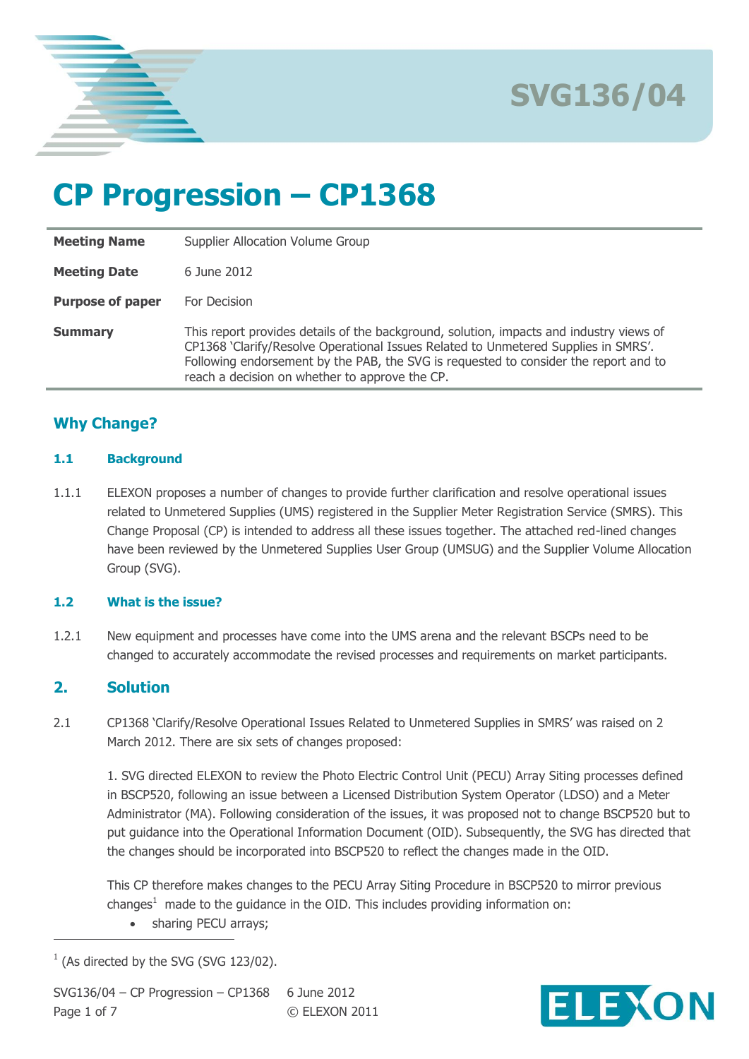SVG136/04

# CP Progression – CP1368

| | |
|---|---|
| **Meeting Name** | Supplier Allocation Volume Group |
| **Meeting Date** | 6 June 2012 |
| **Purpose of paper** | For Decision |
| **Summary** | This report provides details of the background, solution, impacts and industry views of CP1368 'Clarify/Resolve Operational Issues Related to Unmetered Supplies in SMRS'. Following endorsement by the PAB, the SVG is requested to consider the report and to reach a decision on whether to approve the CP. |

## Why Change?

### 1.1 Background

1.1.1 ELEXON proposes a number of changes to provide further clarification and resolve operational issues related to Unmetered Supplies (UMS) registered in the Supplier Meter Registration Service (SMRS). This Change Proposal (CP) is intended to address all these issues together. The attached red-lined changes have been reviewed by the Unmetered Supplies User Group (UMSUG) and the Supplier Volume Allocation Group (SVG).

### 1.2 What is the issue?

1.2.1 New equipment and processes have come into the UMS arena and the relevant BSCPs need to be changed to accurately accommodate the revised processes and requirements on market participants.

## 2. Solution

2.1 CP1368 'Clarify/Resolve Operational Issues Related to Unmetered Supplies in SMRS' was raised on 2 March 2012. There are six sets of changes proposed:

1. SVG directed ELEXON to review the Photo Electric Control Unit (PECU) Array Siting processes defined in BSCP520, following an issue between a Licensed Distribution System Operator (LDSO) and a Meter Administrator (MA). Following consideration of the issues, it was proposed not to change BSCP520 but to put guidance into the Operational Information Document (OID). Subsequently, the SVG has directed that the changes should be incorporated into BSCP520 to reflect the changes made in the OID.

This CP therefore makes changes to the PECU Array Siting Procedure in BSCP520 to mirror previous changes[1] made to the guidance in the OID. This includes providing information on:

- sharing PECU arrays;

[1] (As directed by the SVG (SVG 123/02).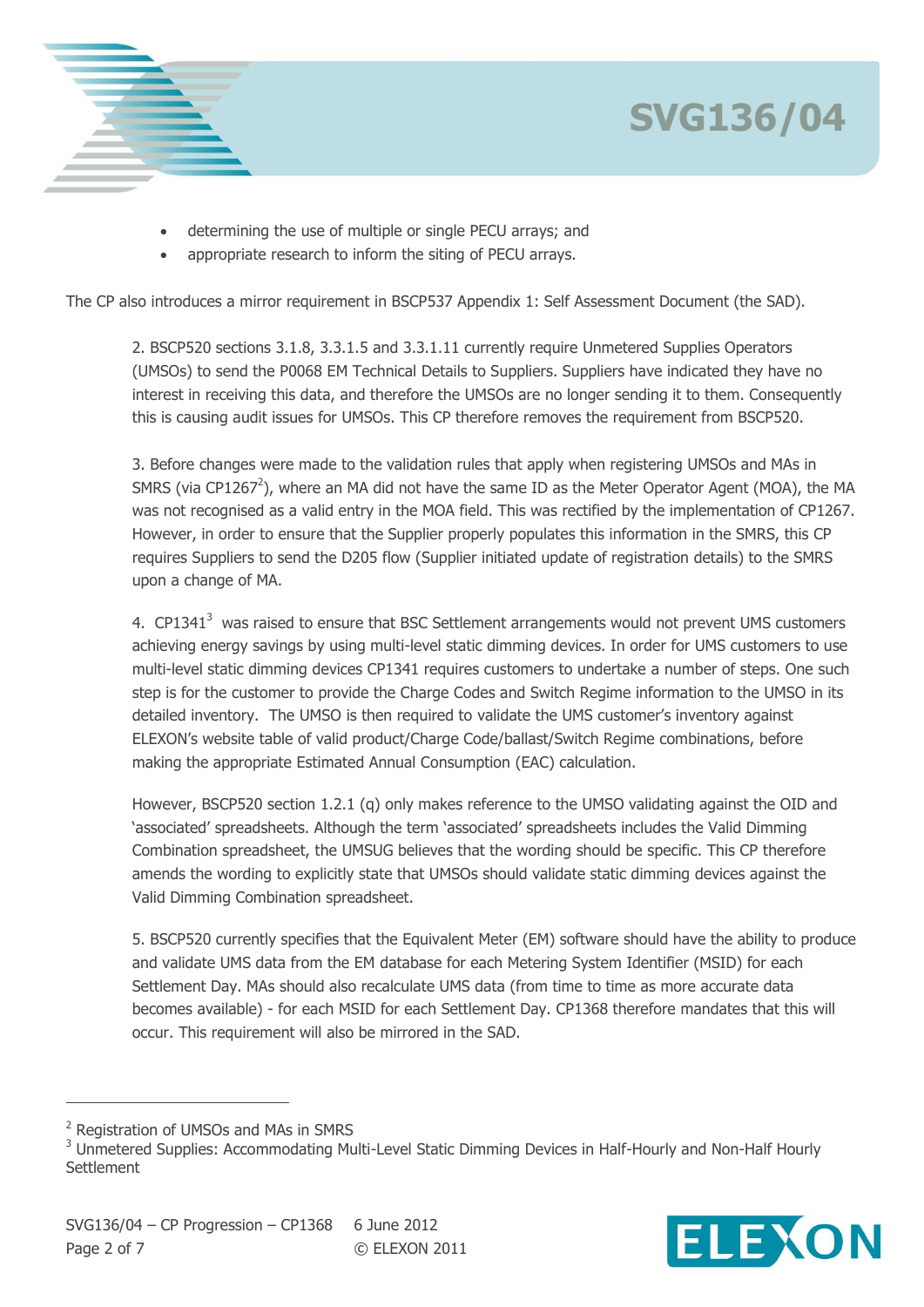- determining the use of multiple or single PECU arrays; and
- appropriate research to inform the siting of PECU arrays.

The CP also introduces a mirror requirement in BSCP537 Appendix 1: Self Assessment Document (the SAD).

2. BSCP520 sections 3.1.8, 3.3.1.5 and 3.3.1.11 currently require Unmetered Supplies Operators (UMSOs) to send the P0068 EM Technical Details to Suppliers. Suppliers have indicated they have no interest in receiving this data, and therefore the UMSOs are no longer sending it to them. Consequently this is causing audit issues for UMSOs. This CP therefore removes the requirement from BSCP520.

3. Before changes were made to the validation rules that apply when registering UMSOs and MAs in SMRS (via CP1267[2]), where an MA did not have the same ID as the Meter Operator Agent (MOA), the MA was not recognised as a valid entry in the MOA field. This was rectified by the implementation of CP1267. However, in order to ensure that the Supplier properly populates this information in the SMRS, this CP requires Suppliers to send the D205 flow (Supplier initiated update of registration details) to the SMRS upon a change of MA.

4. CP1341[3] was raised to ensure that BSC Settlement arrangements would not prevent UMS customers achieving energy savings by using multi-level static dimming devices. In order for UMS customers to use multi-level static dimming devices CP1341 requires customers to undertake a number of steps. One such step is for the customer to provide the Charge Codes and Switch Regime information to the UMSO in its detailed inventory. The UMSO is then required to validate the UMS customer's inventory against ELEXON's website table of valid product/Charge Code/ballast/Switch Regime combinations, before making the appropriate Estimated Annual Consumption (EAC) calculation.

However, BSCP520 section 1.2.1 (q) only makes reference to the UMSO validating against the OID and 'associated' spreadsheets. Although the term 'associated' spreadsheets includes the Valid Dimming Combination spreadsheet, the UMSUG believes that the wording should be specific. This CP therefore amends the wording to explicitly state that UMSOs should validate static dimming devices against the Valid Dimming Combination spreadsheet.

5. BSCP520 currently specifies that the Equivalent Meter (EM) software should have the ability to produce and validate UMS data from the EM database for each Metering System Identifier (MSID) for each Settlement Day. MAs should also recalculate UMS data (from time to time as more accurate data becomes available) - for each MSID for each Settlement Day. CP1368 therefore mandates that this will occur. This requirement will also be mirrored in the SAD.

---

[2] Registration of UMSOs and MAs in SMRS

[3] Unmetered Supplies: Accommodating Multi-Level Static Dimming Devices in Half-Hourly and Non-Half Hourly Settlement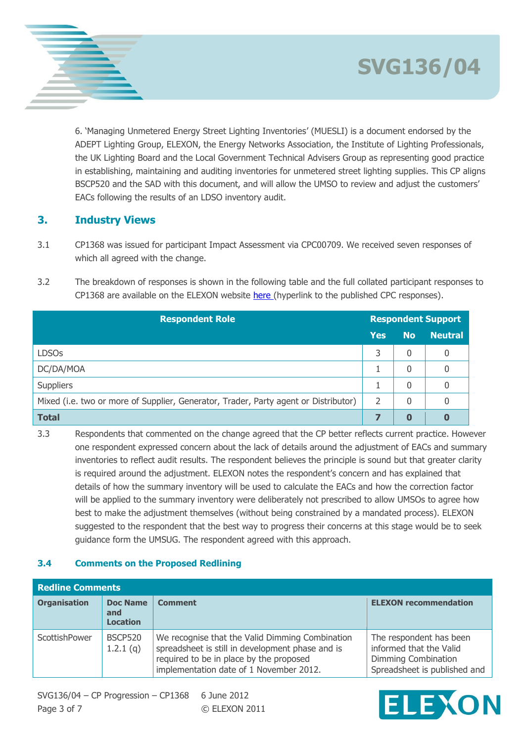6. 'Managing Unmetered Energy Street Lighting Inventories' (MUESLI) is a document endorsed by the ADEPT Lighting Group, ELEXON, the Energy Networks Association, the Institute of Lighting Professionals, the UK Lighting Board and the Local Government Technical Advisers Group as representing good practice in establishing, maintaining and auditing inventories for unmetered street lighting supplies. This CP aligns BSCP520 and the SAD with this document, and will allow the UMSO to review and adjust the customers' EACs following the results of an LDSO inventory audit.

## 3. Industry Views

3.1 CP1368 was issued for participant Impact Assessment via CPC00709. We received seven responses of which all agreed with the change.

3.2 The breakdown of responses is shown in the following table and the full collated participant responses to CP1368 are available on the ELEXON website here (hyperlink to the published CPC responses).

| Respondent Role | Respondent Support | | |
|---|---|---|---|
| | Yes | No | Neutral |
| LDSOs | 3 | 0 | 0 |
| DC/DA/MOA | 1 | 0 | 0 |
| Suppliers | 1 | 0 | 0 |
| Mixed (i.e. two or more of Supplier, Generator, Trader, Party agent or Distributor) | 2 | 0 | 0 |
| **Total** | **7** | **0** | **0** |

3.3 Respondents that commented on the change agreed that the CP better reflects current practice. However one respondent expressed concern about the lack of details around the adjustment of EACs and summary inventories to reflect audit results. The respondent believes the principle is sound but that greater clarity is required around the adjustment. ELEXON notes the respondent's concern and has explained that details of how the summary inventory will be used to calculate the EACs and how the correction factor will be applied to the summary inventory were deliberately not prescribed to allow UMSOs to agree how best to make the adjustment themselves (without being constrained by a mandated process). ELEXON suggested to the respondent that the best way to progress their concerns at this stage would be to seek guidance form the UMSUG. The respondent agreed with this approach.

### 3.4 Comments on the Proposed Redlining

| Redline Comments | | | |
|---|---|---|---|
| **Organisation** | **Doc Name and Location** | **Comment** | **ELEXON recommendation** |
| ScottishPower | BSCP520 1.2.1 (q) | We recognise that the Valid Dimming Combination spreadsheet is still in development phase and is required to be in place by the proposed implementation date of 1 November 2012. | The respondent has been informed that the Valid Dimming Combination Spreadsheet is published and |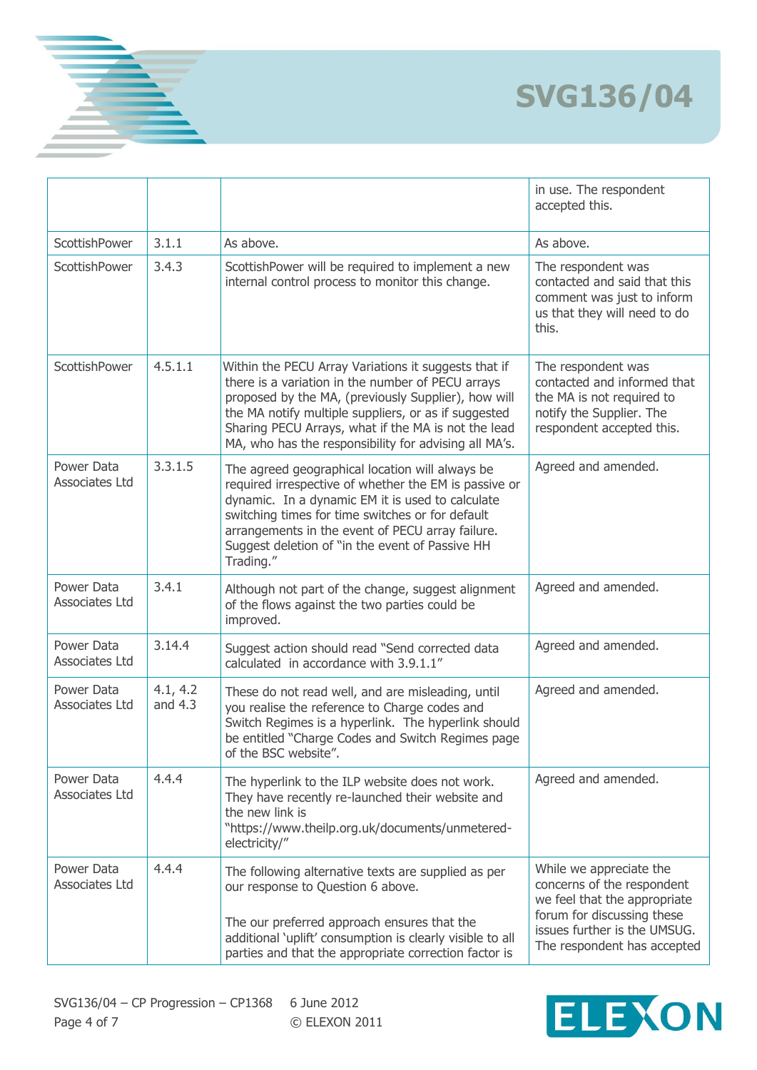| | | | in use. The respondent accepted this. |
|---|---|---|---|
| ScottishPower | 3.1.1 | As above. | As above. |
| ScottishPower | 3.4.3 | ScottishPower will be required to implement a new internal control process to monitor this change. | The respondent was contacted and said that this comment was just to inform us that they will need to do this. |
| ScottishPower | 4.5.1.1 | Within the PECU Array Variations it suggests that if there is a variation in the number of PECU arrays proposed by the MA, (previously Supplier), how will the MA notify multiple suppliers, or as if suggested Sharing PECU Arrays, what if the MA is not the lead MA, who has the responsibility for advising all MA's. | The respondent was contacted and informed that the MA is not required to notify the Supplier. The respondent accepted this. |
| Power Data Associates Ltd | 3.3.1.5 | The agreed geographical location will always be required irrespective of whether the EM is passive or dynamic. In a dynamic EM it is used to calculate switching times for time switches or for default arrangements in the event of PECU array failure. Suggest deletion of "in the event of Passive HH Trading." | Agreed and amended. |
| Power Data Associates Ltd | 3.4.1 | Although not part of the change, suggest alignment of the flows against the two parties could be improved. | Agreed and amended. |
| Power Data Associates Ltd | 3.14.4 | Suggest action should read "Send corrected data calculated in accordance with 3.9.1.1" | Agreed and amended. |
| Power Data Associates Ltd | 4.1, 4.2 and 4.3 | These do not read well, and are misleading, until you realise the reference to Charge codes and Switch Regimes is a hyperlink. The hyperlink should be entitled "Charge Codes and Switch Regimes page of the BSC website". | Agreed and amended. |
| Power Data Associates Ltd | 4.4.4 | The hyperlink to the ILP website does not work. They have recently re-launched their website and the new link is "https://www.theilp.org.uk/documents/unmetered-electricity/" | Agreed and amended. |
| Power Data Associates Ltd | 4.4.4 | The following alternative texts are supplied as per our response to Question 6 above.<br><br>The our preferred approach ensures that the additional 'uplift' consumption is clearly visible to all parties and that the appropriate correction factor is | While we appreciate the concerns of the respondent we feel that the appropriate forum for discussing these issues further is the UMSUG. The respondent has accepted |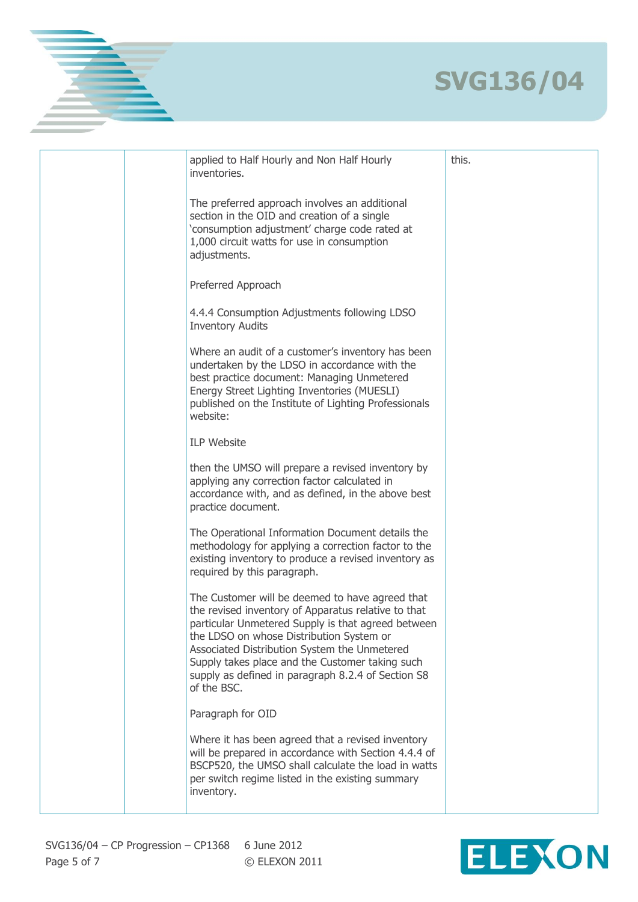| | | | |
|---|---|---|---|
| | | applied to Half Hourly and Non Half Hourly inventories.<br><br>The preferred approach involves an additional section in the OID and creation of a single 'consumption adjustment' charge code rated at 1,000 circuit watts for use in consumption adjustments.<br><br>Preferred Approach<br><br>4.4.4 Consumption Adjustments following LDSO Inventory Audits<br><br>Where an audit of a customer's inventory has been undertaken by the LDSO in accordance with the best practice document: Managing Unmetered Energy Street Lighting Inventories (MUESLI) published on the Institute of Lighting Professionals website:<br><br>ILP Website<br><br>then the UMSO will prepare a revised inventory by applying any correction factor calculated in accordance with, and as defined, in the above best practice document.<br><br>The Operational Information Document details the methodology for applying a correction factor to the existing inventory to produce a revised inventory as required by this paragraph.<br><br>The Customer will be deemed to have agreed that the revised inventory of Apparatus relative to that particular Unmetered Supply is that agreed between the LDSO on whose Distribution System or Associated Distribution System the Unmetered Supply takes place and the Customer taking such supply as defined in paragraph 8.2.4 of Section S8 of the BSC.<br><br>Paragraph for OID<br><br>Where it has been agreed that a revised inventory will be prepared in accordance with Section 4.4.4 of BSCP520, the UMSO shall calculate the load in watts per switch regime listed in the existing summary inventory. | this. |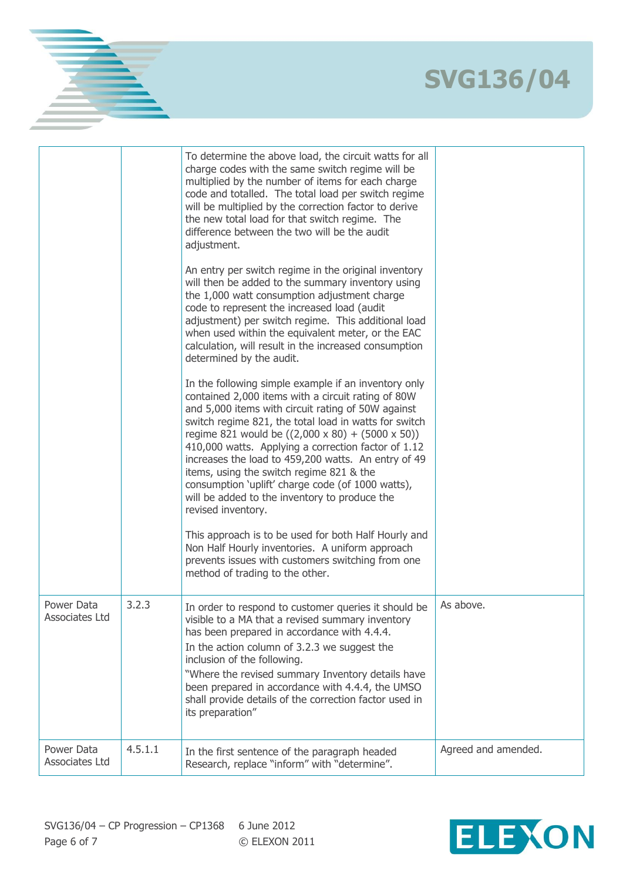| | | | |
|---|---|---|---|
| | | To determine the above load, the circuit watts for all charge codes with the same switch regime will be multiplied by the number of items for each charge code and totalled. The total load per switch regime will be multiplied by the correction factor to derive the new total load for that switch regime. The difference between the two will be the audit adjustment.<br><br>An entry per switch regime in the original inventory will then be added to the summary inventory using the 1,000 watt consumption adjustment charge code to represent the increased load (audit adjustment) per switch regime. This additional load when used within the equivalent meter, or the EAC calculation, will result in the increased consumption determined by the audit.<br><br>In the following simple example if an inventory only contained 2,000 items with a circuit rating of 80W and 5,000 items with circuit rating of 50W against switch regime 821, the total load in watts for switch regime 821 would be ((2,000 x 80) + (5000 x 50)) 410,000 watts. Applying a correction factor of 1.12 increases the load to 459,200 watts. An entry of 49 items, using the switch regime 821 & the consumption 'uplift' charge code (of 1000 watts), will be added to the inventory to produce the revised inventory.<br><br>This approach is to be used for both Half Hourly and Non Half Hourly inventories. A uniform approach prevents issues with customers switching from one method of trading to the other. | |
| Power Data Associates Ltd | 3.2.3 | In order to respond to customer queries it should be visible to a MA that a revised summary inventory has been prepared in accordance with 4.4.4.<br>In the action column of 3.2.3 we suggest the inclusion of the following.<br>"Where the revised summary Inventory details have been prepared in accordance with 4.4.4, the UMSO shall provide details of the correction factor used in its preparation" | As above. |
| Power Data Associates Ltd | 4.5.1.1 | In the first sentence of the paragraph headed Research, replace "inform" with "determine". | Agreed and amended. |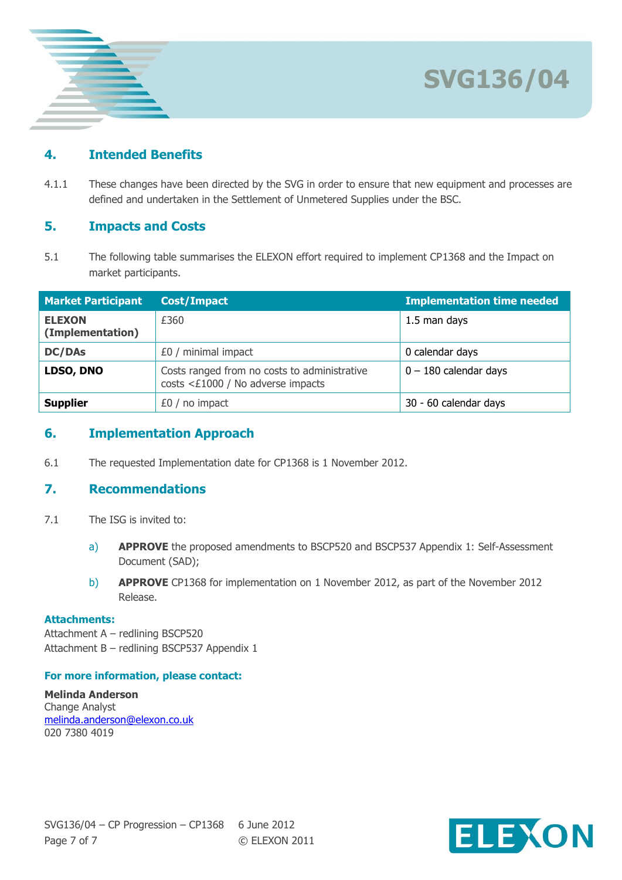## 4. Intended Benefits

4.1.1 These changes have been directed by the SVG in order to ensure that new equipment and processes are defined and undertaken in the Settlement of Unmetered Supplies under the BSC.

## 5. Impacts and Costs

5.1 The following table summarises the ELEXON effort required to implement CP1368 and the Impact on market participants.

| Market Participant | Cost/Impact | Implementation time needed |
|---|---|---|
| **ELEXON (Implementation)** | £360 | 1.5 man days |
| **DC/DAs** | £0 / minimal impact | 0 calendar days |
| **LDSO, DNO** | Costs ranged from no costs to administrative costs <£1000 / No adverse impacts | 0 – 180 calendar days |
| **Supplier** | £0 / no impact | 30 - 60 calendar days |

## 6. Implementation Approach

6.1 The requested Implementation date for CP1368 is 1 November 2012.

## 7. Recommendations

7.1 The ISG is invited to:

a) **APPROVE** the proposed amendments to BSCP520 and BSCP537 Appendix 1: Self-Assessment Document (SAD);

b) **APPROVE** CP1368 for implementation on 1 November 2012, as part of the November 2012 Release.

**Attachments:**

Attachment A – redlining BSCP520
Attachment B – redlining BSCP537 Appendix 1

**For more information, please contact:**

**Melinda Anderson**
Change Analyst
melinda.anderson@elexon.co.uk
020 7380 4019